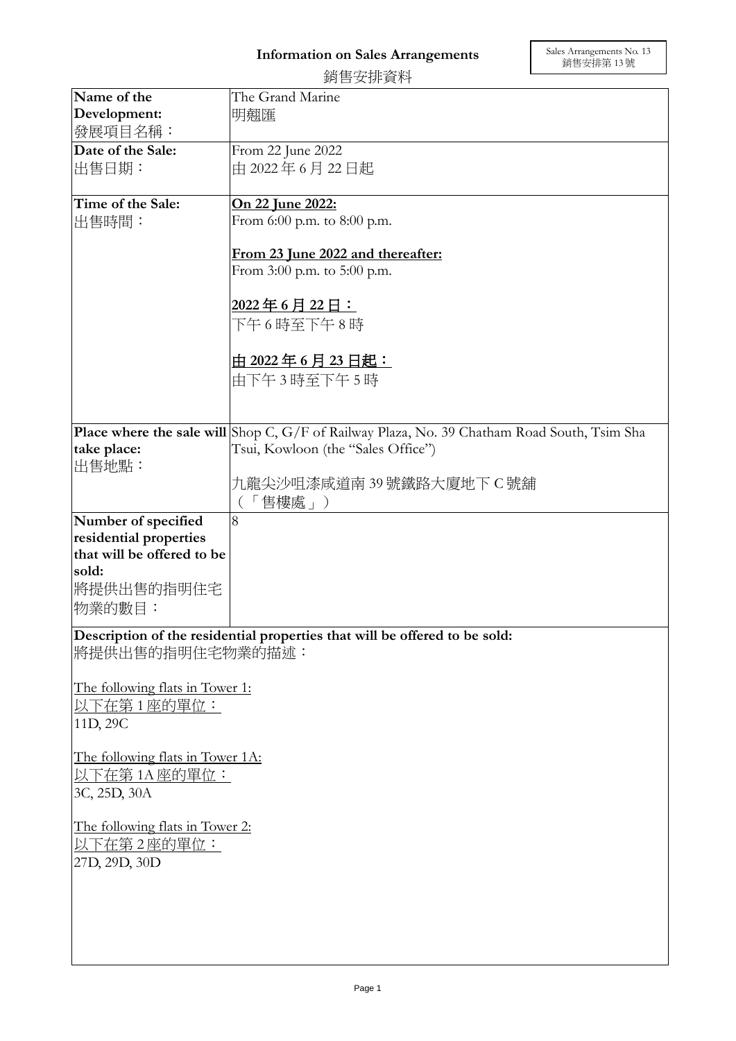Sales Arrangements No. 13
銷售安排第 13 號

# Information on Sales Arrangements
銷售安排資料

| Name of the Development:<br>發展項目名稱： | The Grand Marine<br>明翹匯 |
|---|---|
| **Date of the Sale:**<br>出售日期： | From 22 June 2022<br>由 2022 年 6 月 22 日起 |
| **Time of the Sale:**<br>出售時間： | <u>**On 22 June 2022:**</u><br>From 6:00 p.m. to 8:00 p.m.<br><br><u>**From 23 June 2022 and thereafter:**</u><br>From 3:00 p.m. to 5:00 p.m.<br><br><u>**2022 年 6 月 22 日：**</u><br>下午 6 時至下午 8 時<br><br><u>**由 2022 年 6 月 23 日起：**</u><br>由下午 3 時至下午 5 時 |
| **Place where the sale will take place:**<br>出售地點： | Shop C, G/F of Railway Plaza, No. 39 Chatham Road South, Tsim Sha Tsui, Kowloon (the "Sales Office")<br><br>九龍尖沙咀漆咸道南 39 號鐵路大廈地下 C 號舖<br>（「售樓處」） |
| **Number of specified residential properties that will be offered to be sold:**<br>將提供出售的指明住宅物業的數目： | 8 |

**Description of the residential properties that will be offered to be sold:**
將提供出售的指明住宅物業的描述：

<u>The following flats in Tower 1:</u>
<u>以下在第 1 座的單位：</u>
11D, 29C

<u>The following flats in Tower 1A:</u>
<u>以下在第 1A 座的單位：</u>
3C, 25D, 30A

<u>The following flats in Tower 2:</u>
<u>以下在第 2 座的單位：</u>
27D, 29D, 30D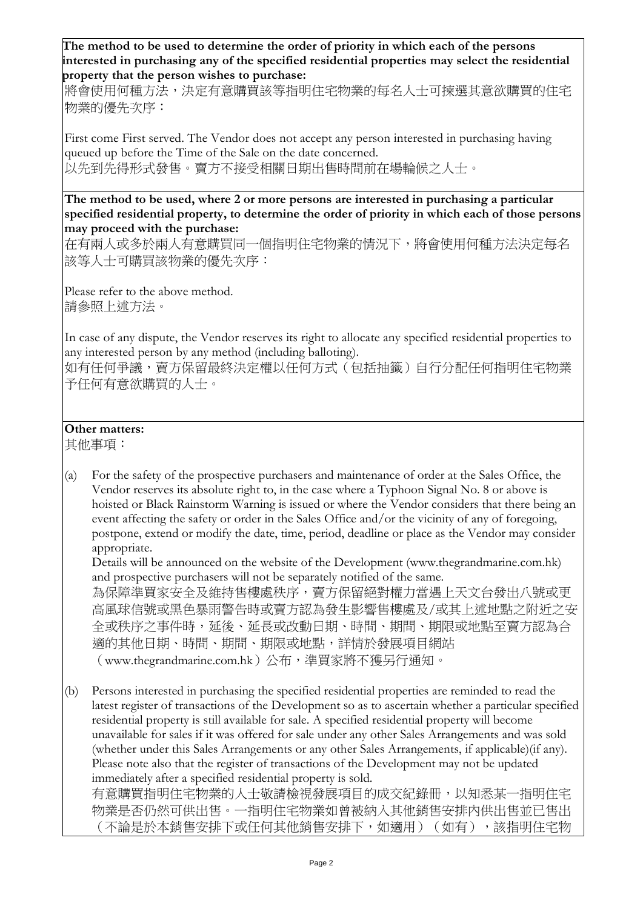**The method to be used to determine the order of priority in which each of the persons interested in purchasing any of the specified residential properties may select the residential property that the person wishes to purchase:**
將會使用何種方法，決定有意購買該等指明住宅物業的每名人士可揀選其意欲購買的住宅物業的優先次序：

First come First served. The Vendor does not accept any person interested in purchasing having queued up before the Time of the Sale on the date concerned.
以先到先得形式發售。賣方不接受相關日期出售時間前在場輪候之人士。

**The method to be used, where 2 or more persons are interested in purchasing a particular specified residential property, to determine the order of priority in which each of those persons may proceed with the purchase:**
在有兩人或多於兩人有意購買同一個指明住宅物業的情況下，將會使用何種方法決定每名該等人士可購買該物業的優先次序：

Please refer to the above method.
請參照上述方法。

In case of any dispute, the Vendor reserves its right to allocate any specified residential properties to any interested person by any method (including balloting).
如有任何爭議，賣方保留最終決定權以任何方式（包括抽籤）自行分配任何指明住宅物業予任何有意欲購買的人士。

**Other matters:**
其他事項：

(a) For the safety of the prospective purchasers and maintenance of order at the Sales Office, the Vendor reserves its absolute right to, in the case where a Typhoon Signal No. 8 or above is hoisted or Black Rainstorm Warning is issued or where the Vendor considers that there being an event affecting the safety or order in the Sales Office and/or the vicinity of any of foregoing, postpone, extend or modify the date, time, period, deadline or place as the Vendor may consider appropriate.
Details will be announced on the website of the Development (www.thegrandmarine.com.hk) and prospective purchasers will not be separately notified of the same.
為保障準買家安全及維持售樓處秩序，賣方保留絕對權力當遇上天文台發出八號或更高風球信號或黑色暴雨警告時或賣方認為發生影響售樓處及/或其上述地點之附近之安全或秩序之事件時，延後、延長或改動日期、時間、期間、期限或地點至賣方認為合適的其他日期、時間、期間、期限或地點，詳情於發展項目網站（www.thegrandmarine.com.hk）公布，準買家將不獲另行通知。

(b) Persons interested in purchasing the specified residential properties are reminded to read the latest register of transactions of the Development so as to ascertain whether a particular specified residential property is still available for sale. A specified residential property will become unavailable for sales if it was offered for sale under any other Sales Arrangements and was sold (whether under this Sales Arrangements or any other Sales Arrangements, if applicable)(if any). Please note also that the register of transactions of the Development may not be updated immediately after a specified residential property is sold.
有意購買指明住宅物業的人士敬請檢視發展項目的成交紀錄冊，以知悉某一指明住宅物業是否仍然可供出售。一指明住宅物業如曾被納入其他銷售安排內供出售並已售出（不論是於本銷售安排下或任何其他銷售安排下，如適用）（如有），該指明住宅物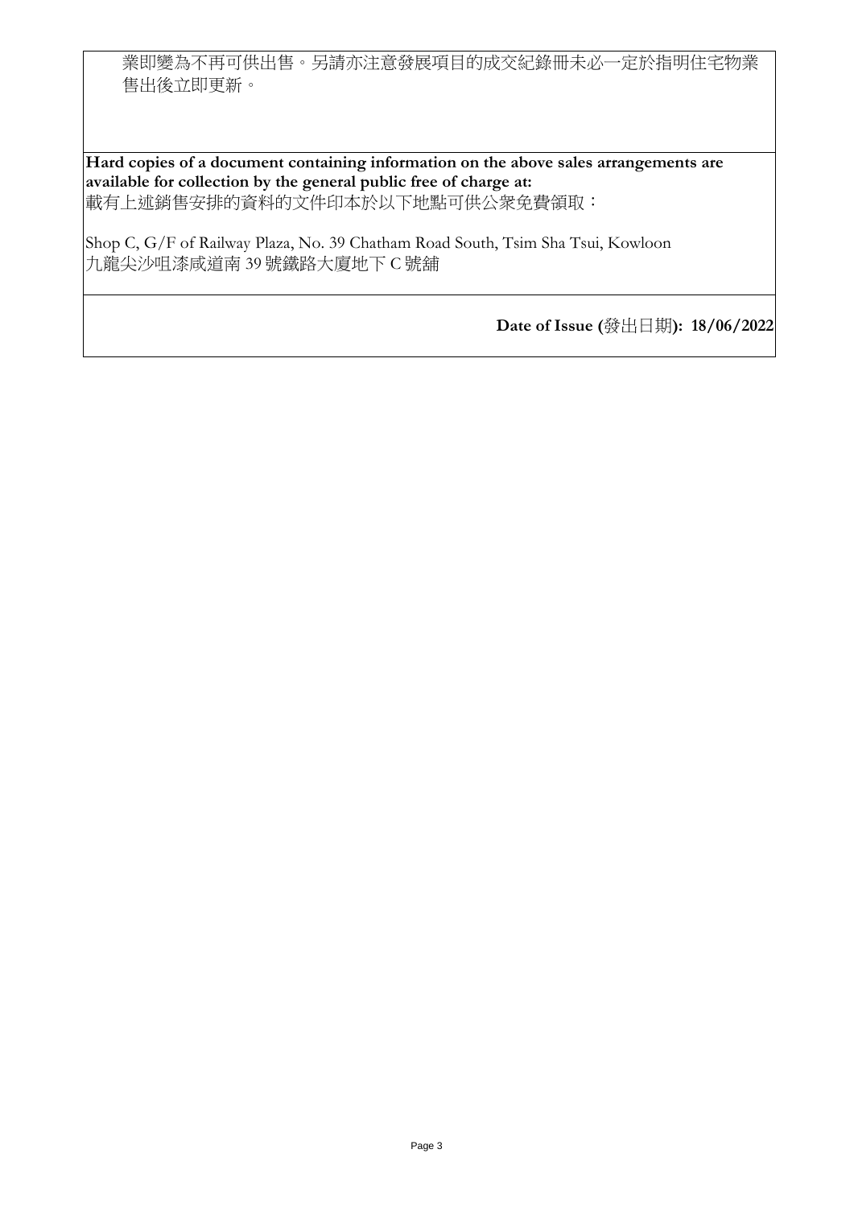業即變為不再可供出售。另請亦注意發展項目的成交紀錄冊未必一定於指明住宅物業售出後立即更新。

**Hard copies of a document containing information on the above sales arrangements are available for collection by the general public free of charge at:**
載有上述銷售安排的資料的文件印本於以下地點可供公眾免費領取：

Shop C, G/F of Railway Plaza, No. 39 Chatham Road South, Tsim Sha Tsui, Kowloon
九龍尖沙咀漆咸道南 39 號鐵路大廈地下 C 號舖

**Date of Issue (**發出日期**): 18/06/2022**